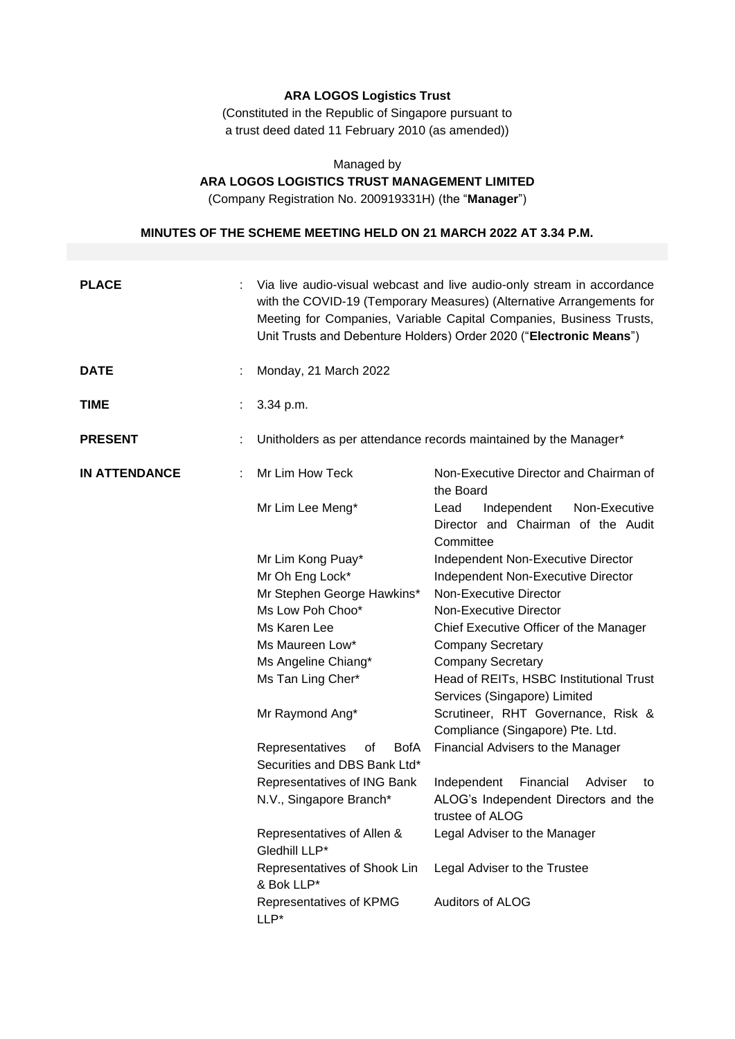**ARA LOGOS Logistics Trust**

(Constituted in the Republic of Singapore pursuant to a trust deed dated 11 February 2010 (as amended))

Managed by

**ARA LOGOS LOGISTICS TRUST MANAGEMENT LIMITED**

(Company Registration No. 200919331H) (the "**Manager**")

**MINUTES OF THE SCHEME MEETING HELD ON 21 MARCH 2022 AT 3.34 P.M.**

| | | | |
|---|---|---|---|
| **PLACE** | : | Via live audio-visual webcast and live audio-only stream in accordance with the COVID-19 (Temporary Measures) (Alternative Arrangements for Meeting for Companies, Variable Capital Companies, Business Trusts, Unit Trusts and Debenture Holders) Order 2020 ("**Electronic Means**") | |
| **DATE** | : | Monday, 21 March 2022 | |
| **TIME** | : | 3.34 p.m. | |
| **PRESENT** | : | Unitholders as per attendance records maintained by the Manager* | |
| **IN ATTENDANCE** | : | Mr Lim How Teck | Non-Executive Director and Chairman of the Board |
| | | Mr Lim Lee Meng* | Lead Independent Non-Executive Director and Chairman of the Audit Committee |
| | | Mr Lim Kong Puay* | Independent Non-Executive Director |
| | | Mr Oh Eng Lock* | Independent Non-Executive Director |
| | | Mr Stephen George Hawkins* | Non-Executive Director |
| | | Ms Low Poh Choo* | Non-Executive Director |
| | | Ms Karen Lee | Chief Executive Officer of the Manager |
| | | Ms Maureen Low* | Company Secretary |
| | | Ms Angeline Chiang* | Company Secretary |
| | | Ms Tan Ling Cher* | Head of REITs, HSBC Institutional Trust Services (Singapore) Limited |
| | | Mr Raymond Ang* | Scrutineer, RHT Governance, Risk & Compliance (Singapore) Pte. Ltd. |
| | | Representatives of BofA Securities and DBS Bank Ltd* | Financial Advisers to the Manager |
| | | Representatives of ING Bank N.V., Singapore Branch* | Independent Financial Adviser to ALOG's Independent Directors and the trustee of ALOG |
| | | Representatives of Allen & Gledhill LLP* | Legal Adviser to the Manager |
| | | Representatives of Shook Lin & Bok LLP* | Legal Adviser to the Trustee |
| | | Representatives of KPMG LLP* | Auditors of ALOG |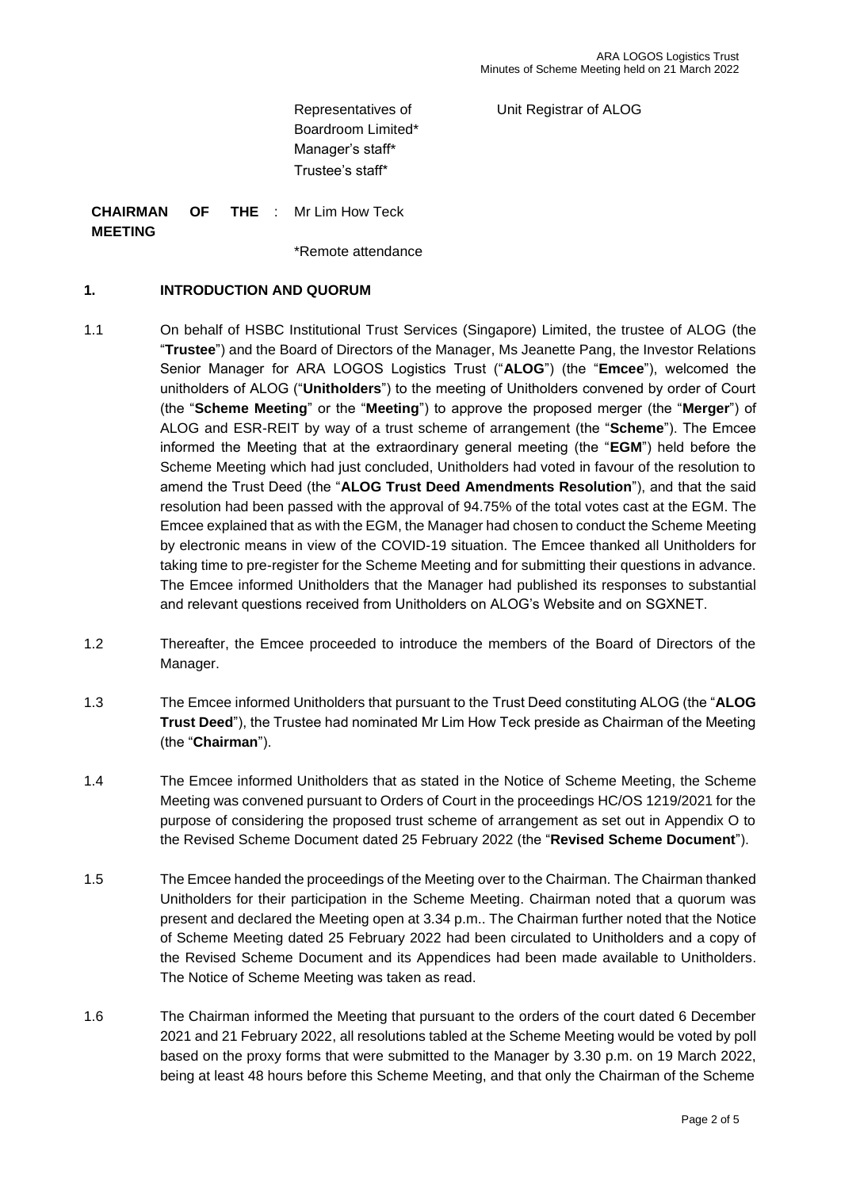| | | |
|---|---|---|
| | Representatives of Boardroom Limited* | Unit Registrar of ALOG |
| | Manager's staff* | |
| | Trustee's staff* | |
| **CHAIRMAN OF THE MEETING** : | Mr Lim How Teck | |
| | *Remote attendance | |

## 1. INTRODUCTION AND QUORUM

1.1 On behalf of HSBC Institutional Trust Services (Singapore) Limited, the trustee of ALOG (the "**Trustee**") and the Board of Directors of the Manager, Ms Jeanette Pang, the Investor Relations Senior Manager for ARA LOGOS Logistics Trust ("**ALOG**") (the "**Emcee**"), welcomed the unitholders of ALOG ("**Unitholders**") to the meeting of Unitholders convened by order of Court (the "**Scheme Meeting**" or the "**Meeting**") to approve the proposed merger (the "**Merger**") of ALOG and ESR-REIT by way of a trust scheme of arrangement (the "**Scheme**"). The Emcee informed the Meeting that at the extraordinary general meeting (the "**EGM**") held before the Scheme Meeting which had just concluded, Unitholders had voted in favour of the resolution to amend the Trust Deed (the "**ALOG Trust Deed Amendments Resolution**"), and that the said resolution had been passed with the approval of 94.75% of the total votes cast at the EGM. The Emcee explained that as with the EGM, the Manager had chosen to conduct the Scheme Meeting by electronic means in view of the COVID-19 situation. The Emcee thanked all Unitholders for taking time to pre-register for the Scheme Meeting and for submitting their questions in advance. The Emcee informed Unitholders that the Manager had published its responses to substantial and relevant questions received from Unitholders on ALOG's Website and on SGXNET.

1.2 Thereafter, the Emcee proceeded to introduce the members of the Board of Directors of the Manager.

1.3 The Emcee informed Unitholders that pursuant to the Trust Deed constituting ALOG (the "**ALOG Trust Deed**"), the Trustee had nominated Mr Lim How Teck preside as Chairman of the Meeting (the "**Chairman**").

1.4 The Emcee informed Unitholders that as stated in the Notice of Scheme Meeting, the Scheme Meeting was convened pursuant to Orders of Court in the proceedings HC/OS 1219/2021 for the purpose of considering the proposed trust scheme of arrangement as set out in Appendix O to the Revised Scheme Document dated 25 February 2022 (the "**Revised Scheme Document**").

1.5 The Emcee handed the proceedings of the Meeting over to the Chairman. The Chairman thanked Unitholders for their participation in the Scheme Meeting. Chairman noted that a quorum was present and declared the Meeting open at 3.34 p.m.. The Chairman further noted that the Notice of Scheme Meeting dated 25 February 2022 had been circulated to Unitholders and a copy of the Revised Scheme Document and its Appendices had been made available to Unitholders. The Notice of Scheme Meeting was taken as read.

1.6 The Chairman informed the Meeting that pursuant to the orders of the court dated 6 December 2021 and 21 February 2022, all resolutions tabled at the Scheme Meeting would be voted by poll based on the proxy forms that were submitted to the Manager by 3.30 p.m. on 19 March 2022, being at least 48 hours before this Scheme Meeting, and that only the Chairman of the Scheme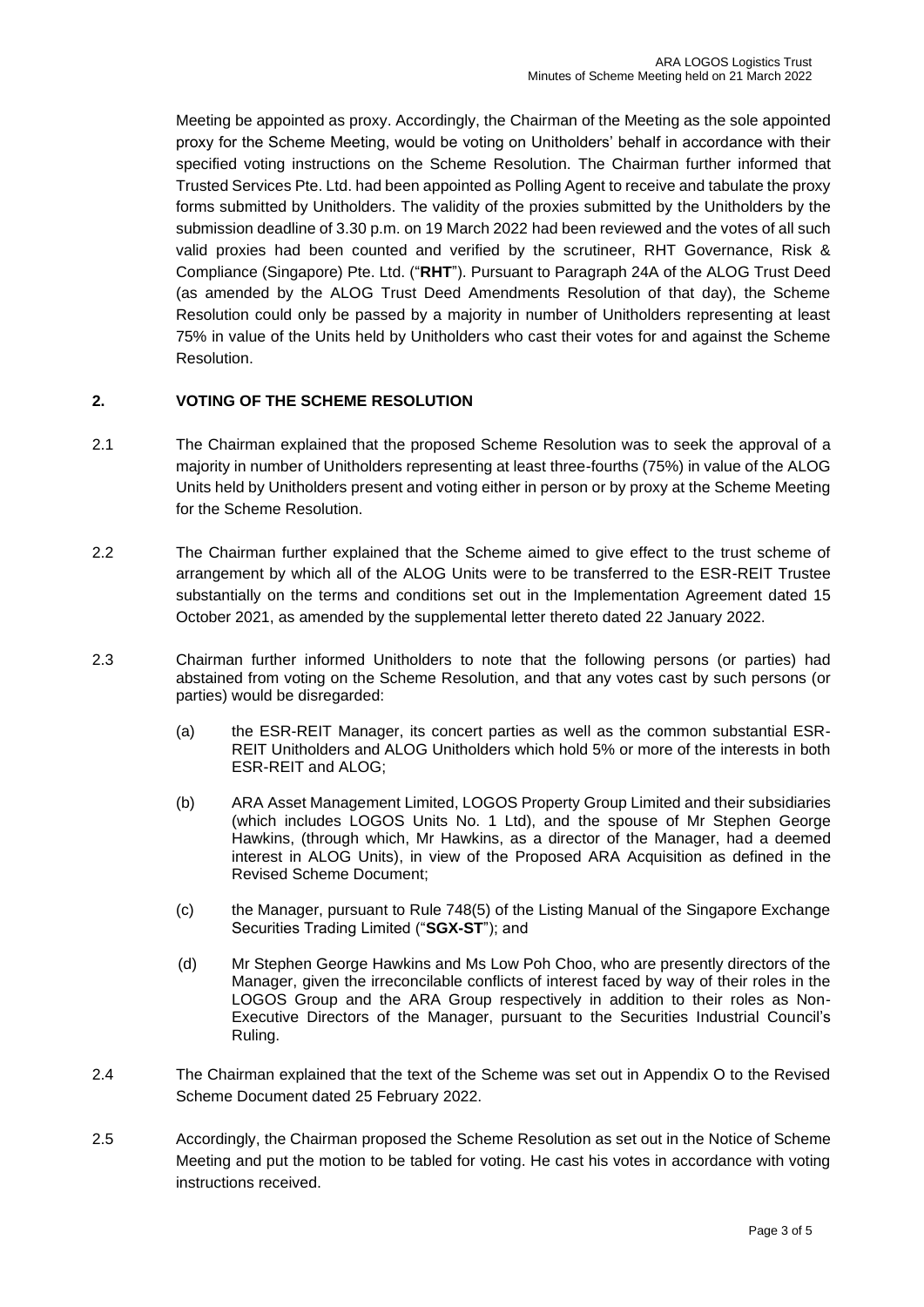Meeting be appointed as proxy. Accordingly, the Chairman of the Meeting as the sole appointed proxy for the Scheme Meeting, would be voting on Unitholders' behalf in accordance with their specified voting instructions on the Scheme Resolution. The Chairman further informed that Trusted Services Pte. Ltd. had been appointed as Polling Agent to receive and tabulate the proxy forms submitted by Unitholders. The validity of the proxies submitted by the Unitholders by the submission deadline of 3.30 p.m. on 19 March 2022 had been reviewed and the votes of all such valid proxies had been counted and verified by the scrutineer, RHT Governance, Risk & Compliance (Singapore) Pte. Ltd. ("**RHT**"). Pursuant to Paragraph 24A of the ALOG Trust Deed (as amended by the ALOG Trust Deed Amendments Resolution of that day), the Scheme Resolution could only be passed by a majority in number of Unitholders representing at least 75% in value of the Units held by Unitholders who cast their votes for and against the Scheme Resolution.

## 2. VOTING OF THE SCHEME RESOLUTION

2.1 The Chairman explained that the proposed Scheme Resolution was to seek the approval of a majority in number of Unitholders representing at least three-fourths (75%) in value of the ALOG Units held by Unitholders present and voting either in person or by proxy at the Scheme Meeting for the Scheme Resolution.

2.2 The Chairman further explained that the Scheme aimed to give effect to the trust scheme of arrangement by which all of the ALOG Units were to be transferred to the ESR-REIT Trustee substantially on the terms and conditions set out in the Implementation Agreement dated 15 October 2021, as amended by the supplemental letter thereto dated 22 January 2022.

2.3 Chairman further informed Unitholders to note that the following persons (or parties) had abstained from voting on the Scheme Resolution, and that any votes cast by such persons (or parties) would be disregarded:

(a) the ESR-REIT Manager, its concert parties as well as the common substantial ESR-REIT Unitholders and ALOG Unitholders which hold 5% or more of the interests in both ESR-REIT and ALOG;

(b) ARA Asset Management Limited, LOGOS Property Group Limited and their subsidiaries (which includes LOGOS Units No. 1 Ltd), and the spouse of Mr Stephen George Hawkins, (through which, Mr Hawkins, as a director of the Manager, had a deemed interest in ALOG Units), in view of the Proposed ARA Acquisition as defined in the Revised Scheme Document;

(c) the Manager, pursuant to Rule 748(5) of the Listing Manual of the Singapore Exchange Securities Trading Limited ("**SGX-ST**"); and

(d) Mr Stephen George Hawkins and Ms Low Poh Choo, who are presently directors of the Manager, given the irreconcilable conflicts of interest faced by way of their roles in the LOGOS Group and the ARA Group respectively in addition to their roles as Non-Executive Directors of the Manager, pursuant to the Securities Industrial Council's Ruling.

2.4 The Chairman explained that the text of the Scheme was set out in Appendix O to the Revised Scheme Document dated 25 February 2022.

2.5 Accordingly, the Chairman proposed the Scheme Resolution as set out in the Notice of Scheme Meeting and put the motion to be tabled for voting. He cast his votes in accordance with voting instructions received.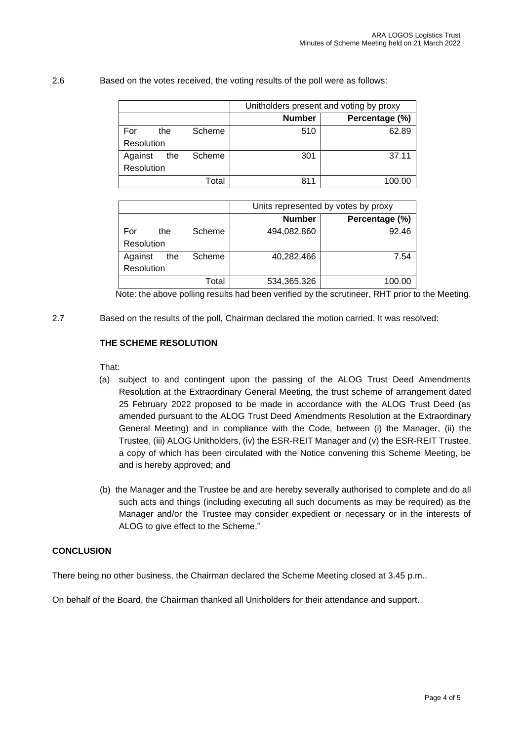2.6 Based on the votes received, the voting results of the poll were as follows:

| | Unitholders present and voting by proxy | |
|---|---|---|
| | **Number** | **Percentage (%)** |
| For the Scheme Resolution | 510 | 62.89 |
| Against the Scheme Resolution | 301 | 37.11 |
| Total | 811 | 100.00 |

| | Units represented by votes by proxy | |
|---|---|---|
| | **Number** | **Percentage (%)** |
| For the Scheme Resolution | 494,082,860 | 92.46 |
| Against the Scheme Resolution | 40,282,466 | 7.54 |
| Total | 534,365,326 | 100.00 |

Note: the above polling results had been verified by the scrutineer, RHT prior to the Meeting.

2.7 Based on the results of the poll, Chairman declared the motion carried. It was resolved:

**THE SCHEME RESOLUTION**

That:

(a) subject to and contingent upon the passing of the ALOG Trust Deed Amendments Resolution at the Extraordinary General Meeting, the trust scheme of arrangement dated 25 February 2022 proposed to be made in accordance with the ALOG Trust Deed (as amended pursuant to the ALOG Trust Deed Amendments Resolution at the Extraordinary General Meeting) and in compliance with the Code, between (i) the Manager, (ii) the Trustee, (iii) ALOG Unitholders, (iv) the ESR-REIT Manager and (v) the ESR-REIT Trustee, a copy of which has been circulated with the Notice convening this Scheme Meeting, be and is hereby approved; and

(b) the Manager and the Trustee be and are hereby severally authorised to complete and do all such acts and things (including executing all such documents as may be required) as the Manager and/or the Trustee may consider expedient or necessary or in the interests of ALOG to give effect to the Scheme."

**CONCLUSION**

There being no other business, the Chairman declared the Scheme Meeting closed at 3.45 p.m..

On behalf of the Board, the Chairman thanked all Unitholders for their attendance and support.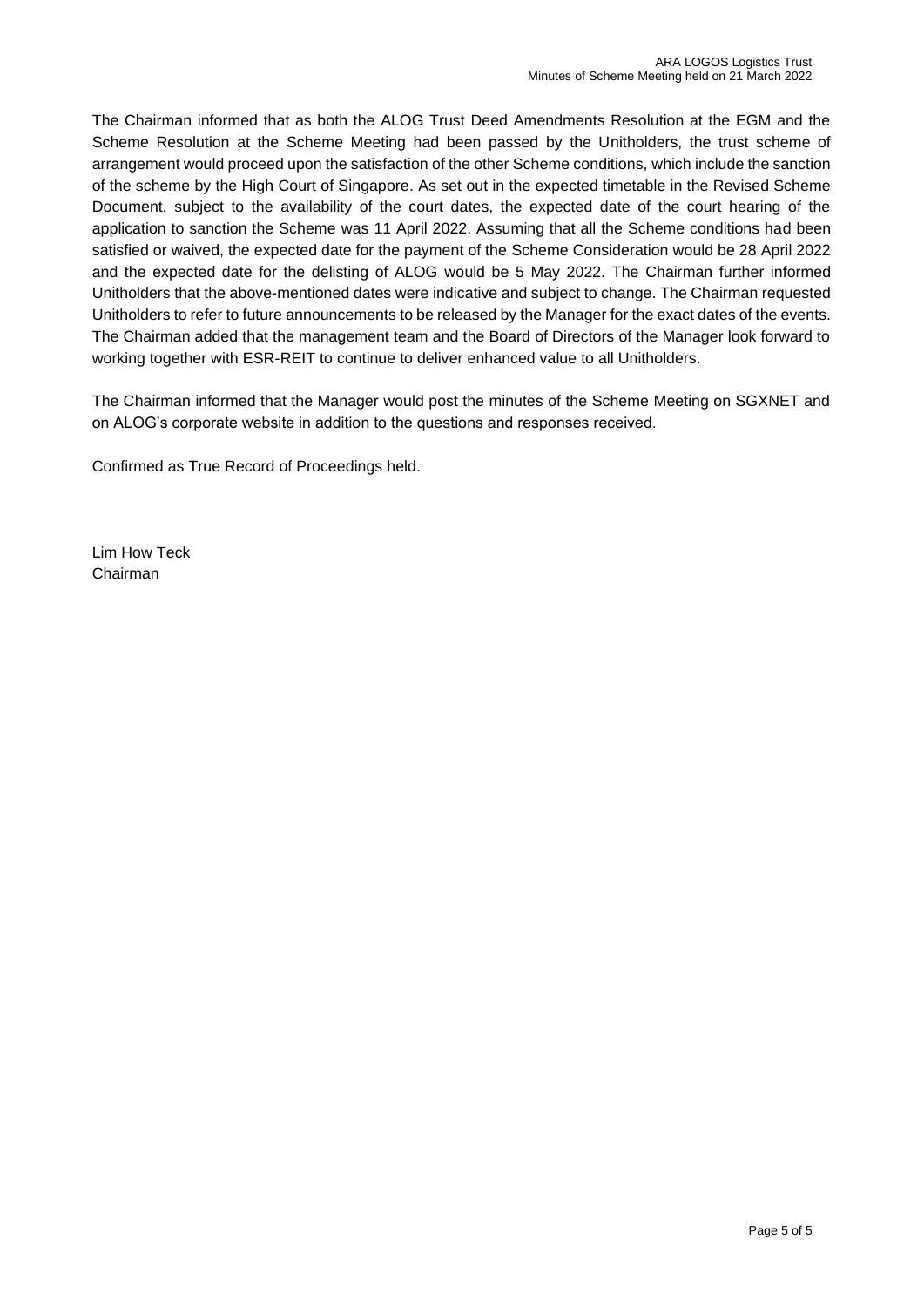The Chairman informed that as both the ALOG Trust Deed Amendments Resolution at the EGM and the Scheme Resolution at the Scheme Meeting had been passed by the Unitholders, the trust scheme of arrangement would proceed upon the satisfaction of the other Scheme conditions, which include the sanction of the scheme by the High Court of Singapore. As set out in the expected timetable in the Revised Scheme Document, subject to the availability of the court dates, the expected date of the court hearing of the application to sanction the Scheme was 11 April 2022. Assuming that all the Scheme conditions had been satisfied or waived, the expected date for the payment of the Scheme Consideration would be 28 April 2022 and the expected date for the delisting of ALOG would be 5 May 2022. The Chairman further informed Unitholders that the above-mentioned dates were indicative and subject to change. The Chairman requested Unitholders to refer to future announcements to be released by the Manager for the exact dates of the events. The Chairman added that the management team and the Board of Directors of the Manager look forward to working together with ESR-REIT to continue to deliver enhanced value to all Unitholders.

The Chairman informed that the Manager would post the minutes of the Scheme Meeting on SGXNET and on ALOG's corporate website in addition to the questions and responses received.

Confirmed as True Record of Proceedings held.

Lim How Teck
Chairman